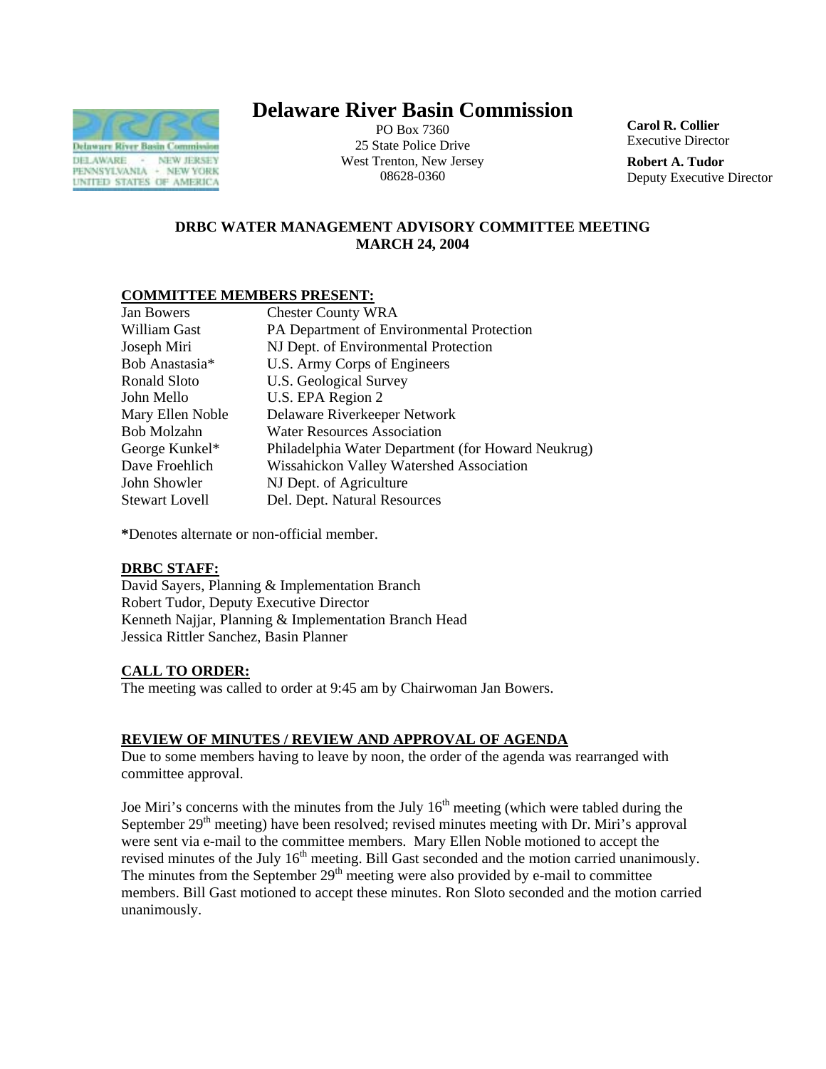# Delaware River Basin Commission

PO Box 7360
25 State Police Drive
West Trenton, New Jersey
08628-0360

**Carol R. Collier**
Executive Director

**Robert A. Tudor**
Deputy Executive Director

### DRBC WATER MANAGEMENT ADVISORY COMMITTEE MEETING
### MARCH 24, 2004

**COMMITTEE MEMBERS PRESENT:**

| | |
|---|---|
| Jan Bowers | Chester County WRA |
| William Gast | PA Department of Environmental Protection |
| Joseph Miri | NJ Dept. of Environmental Protection |
| Bob Anastasia* | U.S. Army Corps of Engineers |
| Ronald Sloto | U.S. Geological Survey |
| John Mello | U.S. EPA Region 2 |
| Mary Ellen Noble | Delaware Riverkeeper Network |
| Bob Molzahn | Water Resources Association |
| George Kunkel* | Philadelphia Water Department (for Howard Neukrug) |
| Dave Froehlich | Wissahickon Valley Watershed Association |
| John Showler | NJ Dept. of Agriculture |
| Stewart Lovell | Del. Dept. Natural Resources |

***Denotes alternate or non-official member.**

**DRBC STAFF:**

David Sayers, Planning & Implementation Branch
Robert Tudor, Deputy Executive Director
Kenneth Najjar, Planning & Implementation Branch Head
Jessica Rittler Sanchez, Basin Planner

**CALL TO ORDER:**

The meeting was called to order at 9:45 am by Chairwoman Jan Bowers.

**REVIEW OF MINUTES / REVIEW AND APPROVAL OF AGENDA**

Due to some members having to leave by noon, the order of the agenda was rearranged with committee approval.

Joe Miri's concerns with the minutes from the July 16th meeting (which were tabled during the September 29th meeting) have been resolved; revised minutes meeting with Dr. Miri's approval were sent via e-mail to the committee members. Mary Ellen Noble motioned to accept the revised minutes of the July 16th meeting. Bill Gast seconded and the motion carried unanimously. The minutes from the September 29th meeting were also provided by e-mail to committee members. Bill Gast motioned to accept these minutes. Ron Sloto seconded and the motion carried unanimously.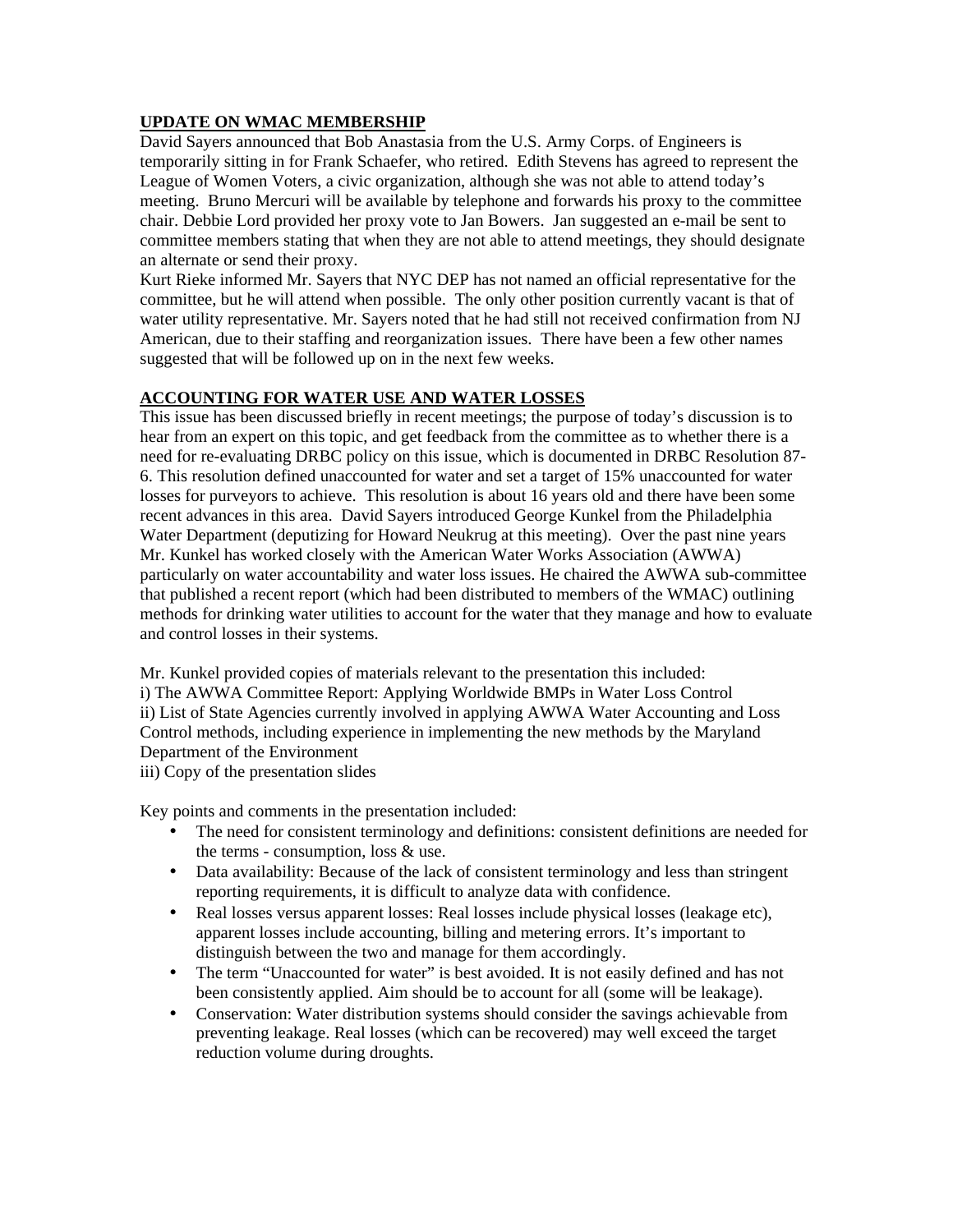## UPDATE ON WMAC MEMBERSHIP

David Sayers announced that Bob Anastasia from the U.S. Army Corps. of Engineers is temporarily sitting in for Frank Schaefer, who retired. Edith Stevens has agreed to represent the League of Women Voters, a civic organization, although she was not able to attend today's meeting. Bruno Mercuri will be available by telephone and forwards his proxy to the committee chair. Debbie Lord provided her proxy vote to Jan Bowers. Jan suggested an e-mail be sent to committee members stating that when they are not able to attend meetings, they should designate an alternate or send their proxy.

Kurt Rieke informed Mr. Sayers that NYC DEP has not named an official representative for the committee, but he will attend when possible. The only other position currently vacant is that of water utility representative. Mr. Sayers noted that he had still not received confirmation from NJ American, due to their staffing and reorganization issues. There have been a few other names suggested that will be followed up on in the next few weeks.

## ACCOUNTING FOR WATER USE AND WATER LOSSES

This issue has been discussed briefly in recent meetings; the purpose of today's discussion is to hear from an expert on this topic, and get feedback from the committee as to whether there is a need for re-evaluating DRBC policy on this issue, which is documented in DRBC Resolution 87-6. This resolution defined unaccounted for water and set a target of 15% unaccounted for water losses for purveyors to achieve. This resolution is about 16 years old and there have been some recent advances in this area. David Sayers introduced George Kunkel from the Philadelphia Water Department (deputizing for Howard Neukrug at this meeting). Over the past nine years Mr. Kunkel has worked closely with the American Water Works Association (AWWA) particularly on water accountability and water loss issues. He chaired the AWWA sub-committee that published a recent report (which had been distributed to members of the WMAC) outlining methods for drinking water utilities to account for the water that they manage and how to evaluate and control losses in their systems.

Mr. Kunkel provided copies of materials relevant to the presentation this included:
i) The AWWA Committee Report: Applying Worldwide BMPs in Water Loss Control
ii) List of State Agencies currently involved in applying AWWA Water Accounting and Loss Control methods, including experience in implementing the new methods by the Maryland Department of the Environment
iii) Copy of the presentation slides

Key points and comments in the presentation included:

- The need for consistent terminology and definitions: consistent definitions are needed for the terms - consumption, loss & use.
- Data availability: Because of the lack of consistent terminology and less than stringent reporting requirements, it is difficult to analyze data with confidence.
- Real losses versus apparent losses: Real losses include physical losses (leakage etc), apparent losses include accounting, billing and metering errors. It's important to distinguish between the two and manage for them accordingly.
- The term "Unaccounted for water" is best avoided. It is not easily defined and has not been consistently applied. Aim should be to account for all (some will be leakage).
- Conservation: Water distribution systems should consider the savings achievable from preventing leakage. Real losses (which can be recovered) may well exceed the target reduction volume during droughts.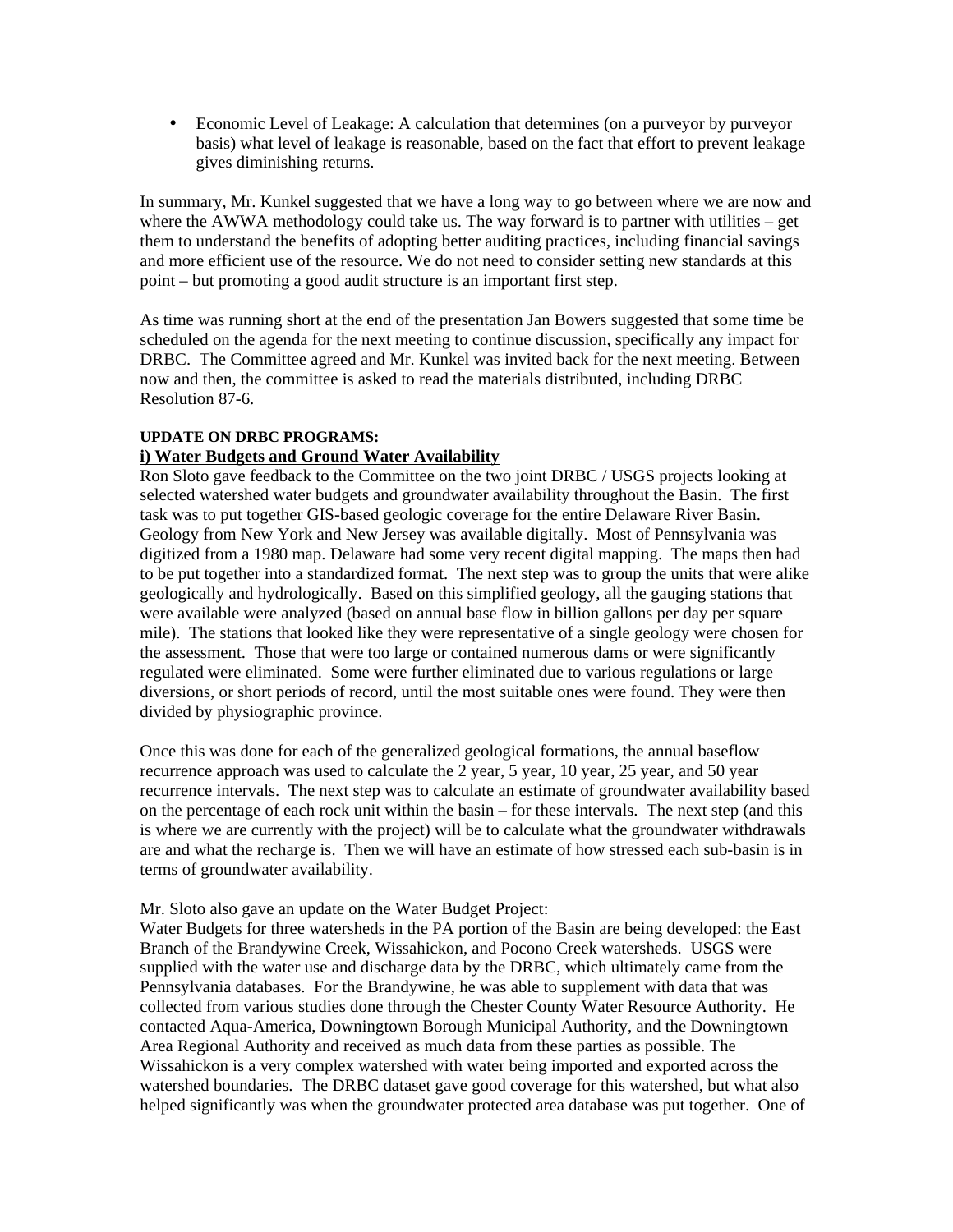- Economic Level of Leakage: A calculation that determines (on a purveyor by purveyor basis) what level of leakage is reasonable, based on the fact that effort to prevent leakage gives diminishing returns.

In summary, Mr. Kunkel suggested that we have a long way to go between where we are now and where the AWWA methodology could take us. The way forward is to partner with utilities – get them to understand the benefits of adopting better auditing practices, including financial savings and more efficient use of the resource. We do not need to consider setting new standards at this point – but promoting a good audit structure is an important first step.

As time was running short at the end of the presentation Jan Bowers suggested that some time be scheduled on the agenda for the next meeting to continue discussion, specifically any impact for DRBC. The Committee agreed and Mr. Kunkel was invited back for the next meeting. Between now and then, the committee is asked to read the materials distributed, including DRBC Resolution 87-6.

**UPDATE ON DRBC PROGRAMS:**

**i) Water Budgets and Ground Water Availability**

Ron Sloto gave feedback to the Committee on the two joint DRBC / USGS projects looking at selected watershed water budgets and groundwater availability throughout the Basin. The first task was to put together GIS-based geologic coverage for the entire Delaware River Basin. Geology from New York and New Jersey was available digitally. Most of Pennsylvania was digitized from a 1980 map. Delaware had some very recent digital mapping. The maps then had to be put together into a standardized format. The next step was to group the units that were alike geologically and hydrologically. Based on this simplified geology, all the gauging stations that were available were analyzed (based on annual base flow in billion gallons per day per square mile). The stations that looked like they were representative of a single geology were chosen for the assessment. Those that were too large or contained numerous dams or were significantly regulated were eliminated. Some were further eliminated due to various regulations or large diversions, or short periods of record, until the most suitable ones were found. They were then divided by physiographic province.

Once this was done for each of the generalized geological formations, the annual baseflow recurrence approach was used to calculate the 2 year, 5 year, 10 year, 25 year, and 50 year recurrence intervals. The next step was to calculate an estimate of groundwater availability based on the percentage of each rock unit within the basin – for these intervals. The next step (and this is where we are currently with the project) will be to calculate what the groundwater withdrawals are and what the recharge is. Then we will have an estimate of how stressed each sub-basin is in terms of groundwater availability.

Mr. Sloto also gave an update on the Water Budget Project:

Water Budgets for three watersheds in the PA portion of the Basin are being developed: the East Branch of the Brandywine Creek, Wissahickon, and Pocono Creek watersheds. USGS were supplied with the water use and discharge data by the DRBC, which ultimately came from the Pennsylvania databases. For the Brandywine, he was able to supplement with data that was collected from various studies done through the Chester County Water Resource Authority. He contacted Aqua-America, Downingtown Borough Municipal Authority, and the Downingtown Area Regional Authority and received as much data from these parties as possible. The Wissahickon is a very complex watershed with water being imported and exported across the watershed boundaries. The DRBC dataset gave good coverage for this watershed, but what also helped significantly was when the groundwater protected area database was put together. One of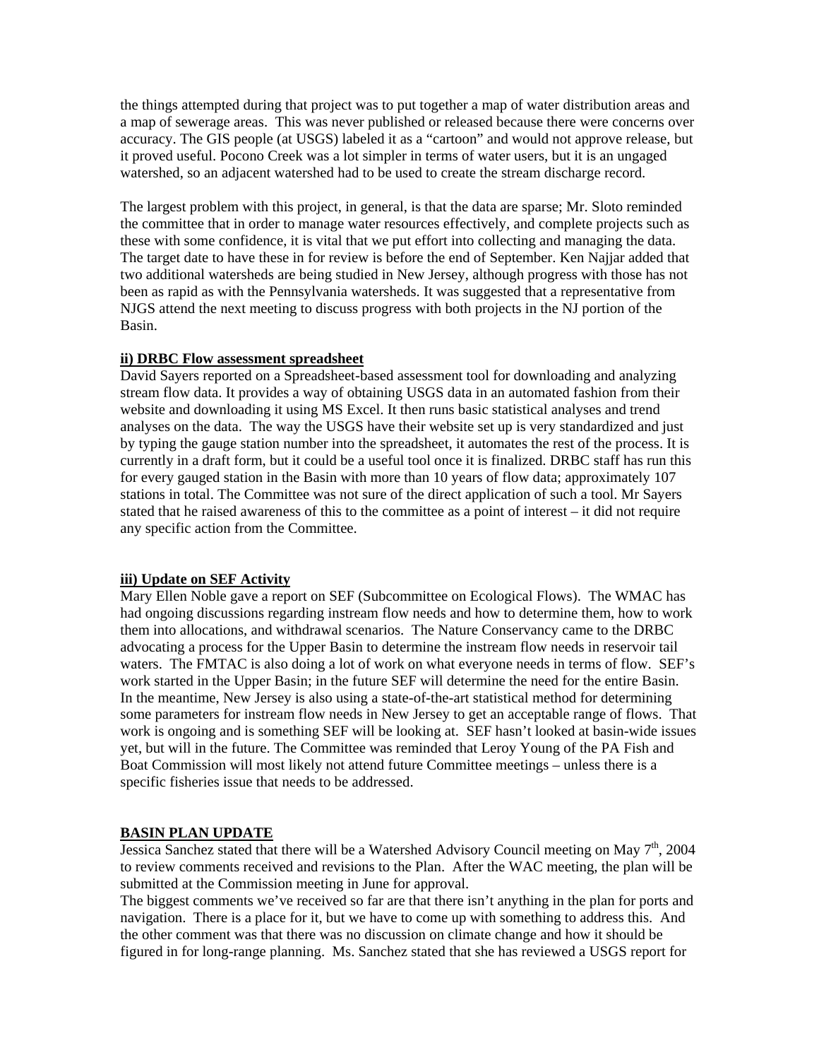the things attempted during that project was to put together a map of water distribution areas and a map of sewerage areas. This was never published or released because there were concerns over accuracy. The GIS people (at USGS) labeled it as a "cartoon" and would not approve release, but it proved useful. Pocono Creek was a lot simpler in terms of water users, but it is an ungaged watershed, so an adjacent watershed had to be used to create the stream discharge record.

The largest problem with this project, in general, is that the data are sparse; Mr. Sloto reminded the committee that in order to manage water resources effectively, and complete projects such as these with some confidence, it is vital that we put effort into collecting and managing the data. The target date to have these in for review is before the end of September. Ken Najjar added that two additional watersheds are being studied in New Jersey, although progress with those has not been as rapid as with the Pennsylvania watersheds. It was suggested that a representative from NJGS attend the next meeting to discuss progress with both projects in the NJ portion of the Basin.

**ii) DRBC Flow assessment spreadsheet**

David Sayers reported on a Spreadsheet-based assessment tool for downloading and analyzing stream flow data. It provides a way of obtaining USGS data in an automated fashion from their website and downloading it using MS Excel. It then runs basic statistical analyses and trend analyses on the data. The way the USGS have their website set up is very standardized and just by typing the gauge station number into the spreadsheet, it automates the rest of the process. It is currently in a draft form, but it could be a useful tool once it is finalized. DRBC staff has run this for every gauged station in the Basin with more than 10 years of flow data; approximately 107 stations in total. The Committee was not sure of the direct application of such a tool. Mr Sayers stated that he raised awareness of this to the committee as a point of interest – it did not require any specific action from the Committee.

**iii) Update on SEF Activity**

Mary Ellen Noble gave a report on SEF (Subcommittee on Ecological Flows). The WMAC has had ongoing discussions regarding instream flow needs and how to determine them, how to work them into allocations, and withdrawal scenarios. The Nature Conservancy came to the DRBC advocating a process for the Upper Basin to determine the instream flow needs in reservoir tail waters. The FMTAC is also doing a lot of work on what everyone needs in terms of flow. SEF's work started in the Upper Basin; in the future SEF will determine the need for the entire Basin. In the meantime, New Jersey is also using a state-of-the-art statistical method for determining some parameters for instream flow needs in New Jersey to get an acceptable range of flows. That work is ongoing and is something SEF will be looking at. SEF hasn't looked at basin-wide issues yet, but will in the future. The Committee was reminded that Leroy Young of the PA Fish and Boat Commission will most likely not attend future Committee meetings – unless there is a specific fisheries issue that needs to be addressed.

**BASIN PLAN UPDATE**

Jessica Sanchez stated that there will be a Watershed Advisory Council meeting on May 7th, 2004 to review comments received and revisions to the Plan. After the WAC meeting, the plan will be submitted at the Commission meeting in June for approval.

The biggest comments we've received so far are that there isn't anything in the plan for ports and navigation. There is a place for it, but we have to come up with something to address this. And the other comment was that there was no discussion on climate change and how it should be figured in for long-range planning. Ms. Sanchez stated that she has reviewed a USGS report for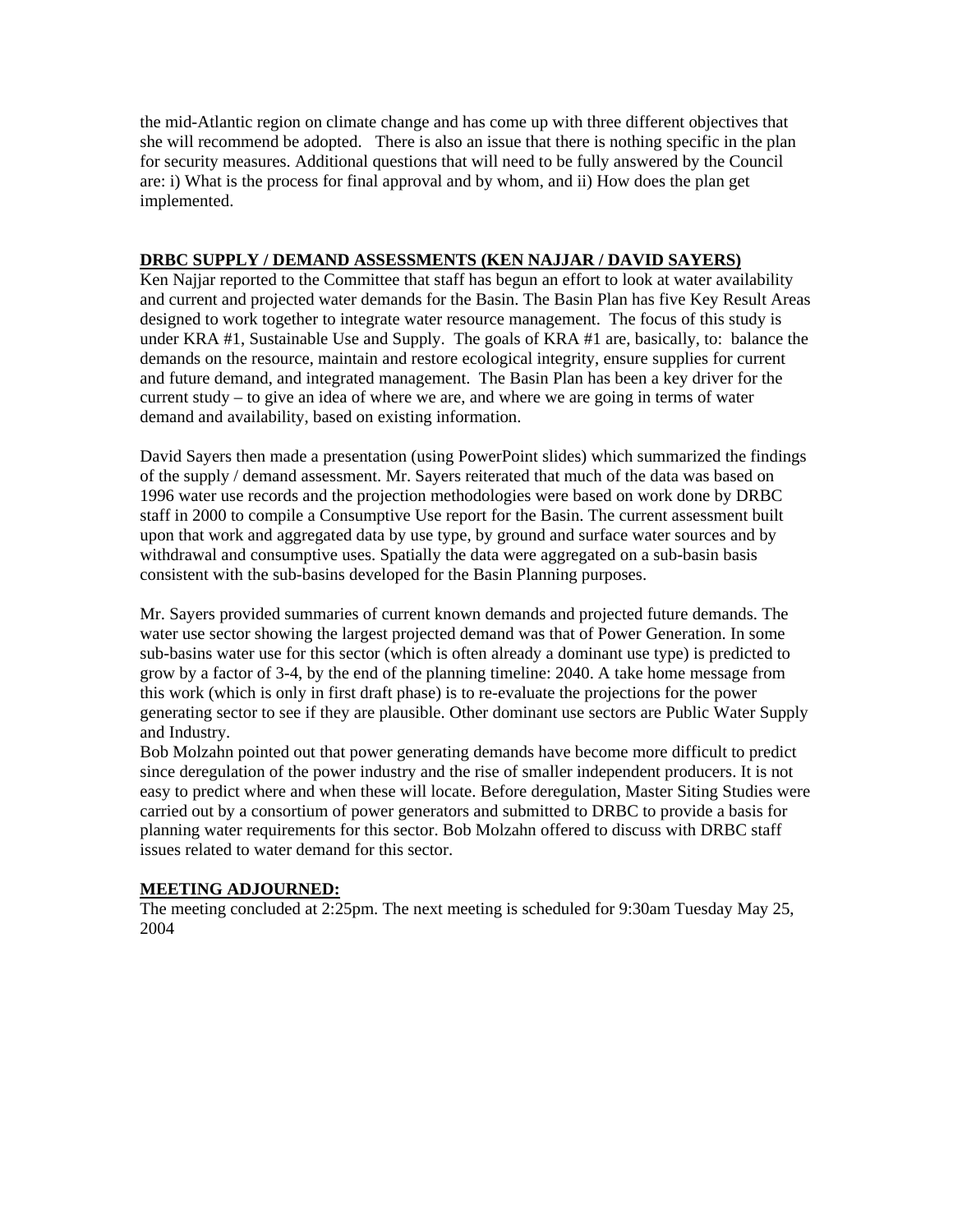the mid-Atlantic region on climate change and has come up with three different objectives that she will recommend be adopted. There is also an issue that there is nothing specific in the plan for security measures. Additional questions that will need to be fully answered by the Council are: i) What is the process for final approval and by whom, and ii) How does the plan get implemented.

**DRBC SUPPLY / DEMAND ASSESSMENTS (KEN NAJJAR / DAVID SAYERS)**

Ken Najjar reported to the Committee that staff has begun an effort to look at water availability and current and projected water demands for the Basin. The Basin Plan has five Key Result Areas designed to work together to integrate water resource management. The focus of this study is under KRA #1, Sustainable Use and Supply. The goals of KRA #1 are, basically, to: balance the demands on the resource, maintain and restore ecological integrity, ensure supplies for current and future demand, and integrated management. The Basin Plan has been a key driver for the current study – to give an idea of where we are, and where we are going in terms of water demand and availability, based on existing information.

David Sayers then made a presentation (using PowerPoint slides) which summarized the findings of the supply / demand assessment. Mr. Sayers reiterated that much of the data was based on 1996 water use records and the projection methodologies were based on work done by DRBC staff in 2000 to compile a Consumptive Use report for the Basin. The current assessment built upon that work and aggregated data by use type, by ground and surface water sources and by withdrawal and consumptive uses. Spatially the data were aggregated on a sub-basin basis consistent with the sub-basins developed for the Basin Planning purposes.

Mr. Sayers provided summaries of current known demands and projected future demands. The water use sector showing the largest projected demand was that of Power Generation. In some sub-basins water use for this sector (which is often already a dominant use type) is predicted to grow by a factor of 3-4, by the end of the planning timeline: 2040. A take home message from this work (which is only in first draft phase) is to re-evaluate the projections for the power generating sector to see if they are plausible. Other dominant use sectors are Public Water Supply and Industry.

Bob Molzahn pointed out that power generating demands have become more difficult to predict since deregulation of the power industry and the rise of smaller independent producers. It is not easy to predict where and when these will locate. Before deregulation, Master Siting Studies were carried out by a consortium of power generators and submitted to DRBC to provide a basis for planning water requirements for this sector. Bob Molzahn offered to discuss with DRBC staff issues related to water demand for this sector.

**MEETING ADJOURNED:**

The meeting concluded at 2:25pm. The next meeting is scheduled for 9:30am Tuesday May 25, 2004